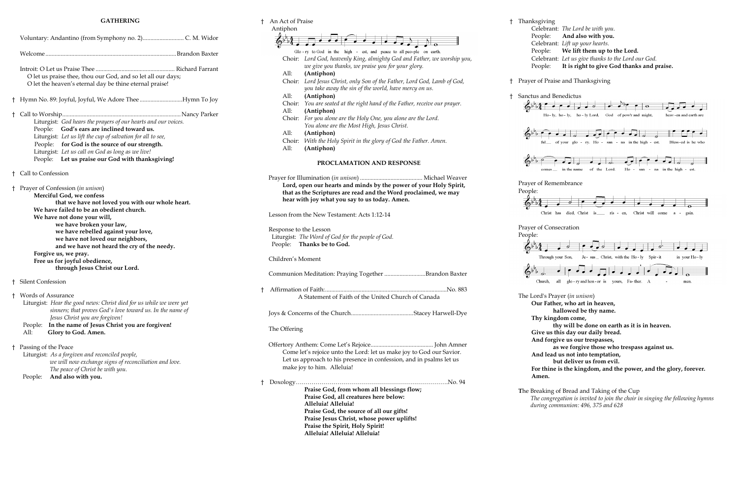## GATHERING

Voluntary: Andantino (from Symphony no. 2)........................... C. M. Widor

Welcome.......................................................................................Brandon Baxter

Introit: O Let us Praise Thee ................................................... Richard Farrant
O let us praise thee, thou our God, and so let all our days;
O let the heaven's eternal day be thine eternal praise!

† Hymn No. 89: Joyful, Joyful, We Adore Thee ............................Hymn To Joy

† Call to Worship.............................................................................Nancy Parker

Liturgist: *God hears the prayers of our hearts and our voices.*
People: **God's ears are inclined toward us.**
Liturgist: *Let us lift the cup of salvation for all to see,*
People: **for God is the source of our strength.**
Liturgist: *Let us call on God as long as we live!*
People: **Let us praise our God with thanksgiving!**

† Call to Confession

† Prayer of Confession (*in unison*)

**Merciful God, we confess**
**that we have not loved you with our whole heart.**
**We have failed to be an obedient church.**
**We have not done your will,**
**we have broken your law,**
**we have rebelled against your love,**
**we have not loved our neighbors,**
**and we have not heard the cry of the needy.**
**Forgive us, we pray.**
**Free us for joyful obedience,**
**through Jesus Christ our Lord.**

† Silent Confession

† Words of Assurance

Liturgist: *Hear the good news: Christ died for us while we were yet sinners; that proves God's love toward us. In the name of Jesus Christ you are forgiven!*
People: **In the name of Jesus Christ you are forgiven!**
All: **Glory to God. Amen.**

† Passing of the Peace

Liturgist: *As a forgiven and reconciled people, we will now exchange signs of reconciliation and love. The peace of Christ be with you.*
People: **And also with you.**

† An Act of Praise

Antiphon

Glo - ry to God in the high - est, and peace to all peo-ple on earth.

Choir: *Lord God, heavenly King, almighty God and Father, we worship you, we give you thanks, we praise you for your glory.*
All: **(Antiphon)**
Choir: *Lord Jesus Christ, only Son of the Father, Lord God, Lamb of God, you take away the sin of the world, have mercy on us.*
All: **(Antiphon)**
Choir: *You are seated at the right hand of the Father, receive our prayer.*
All: **(Antiphon)**
Choir: *For you alone are the Holy One, you alone are the Lord. You alone are the Most High, Jesus Christ.*
All: **(Antiphon)**
Choir: *With the Holy Spirit in the glory of God the Father. Amen.*
All: **(Antiphon)**

## PROCLAMATION AND RESPONSE

Prayer for Illumination (*in unison*) ......................................... Michael Weaver

**Lord, open our hearts and minds by the power of your Holy Spirit, that as the Scriptures are read and the Word proclaimed, we may hear with joy what you say to us today. Amen.**

Lesson from the New Testament: Acts 1:12-14

Response to the Lesson

Liturgist: *The Word of God for the people of God.*
People: **Thanks be to God.**

Children's Moment

Communion Meditation: Praying Together ...........................Brandon Baxter

† Affirmation of Faith:.................................................................................No. 883
A Statement of Faith of the United Church of Canada

Joys & Concerns of the Church.........................................Stacey Harwell-Dye

The Offering

Offertory Anthem: Come Let's Rejoice......................................... John Amner
Come let's rejoice unto the Lord: let us make joy to God our Savior. Let us approach to his presence in confession, and in psalms let us make joy to him. Alleluia!

† Doxology……………………………………………………………….No. 94

**Praise God, from whom all blessings flow;**
**Praise God, all creatures here below:**
**Alleluia! Alleluia!**
**Praise God, the source of all our gifts!**
**Praise Jesus Christ, whose power uplifts!**
**Praise the Spirit, Holy Spirit!**
**Alleluia! Alleluia! Alleluia!**

† Thanksgiving

Celebrant: *The Lord be with you.*
People: **And also with you.**
Celebrant: *Lift up your hearts.*
People: **We lift them up to the Lord.**
Celebrant: *Let us give thanks to the Lord our God.*
People: **It is right to give God thanks and praise.**

† Prayer of Praise and Thanksgiving

† Sanctus and Benedictus

Ho - ly, ho - ly, ho - ly Lord, God of pow'r and might, heav - en and earth are ful___ of your glo - ry. Ho - san - na in the high - est. Bless - ed is he who comes ___ in the name of the Lord. Ho - san - na in the high - est.

Prayer of Remembrance

People:

Christ has died, Christ is___ ris - en, Christ will come a - gain.

Prayer of Consecration

People:

Through your Son, Je - sus_ Christ, with the Ho - ly Spir - it in your Ho - ly Church, all glo - ry and hon - or is yours, Fa - ther. A - men.

The Lord's Prayer (*in unison*)

**Our Father, who art in heaven,**
**hallowed be thy name.**
**Thy kingdom come,**
**thy will be done on earth as it is in heaven.**
**Give us this day our daily bread.**
**And forgive us our trespasses,**
**as we forgive those who trespass against us.**
**And lead us not into temptation,**
**but deliver us from evil.**
**For thine is the kingdom, and the power, and the glory, forever.**
**Amen.**

The Breaking of Bread and Taking of the Cup

*The congregation is invited to join the choir in singing the following hymns during communion: 496, 375 and 628*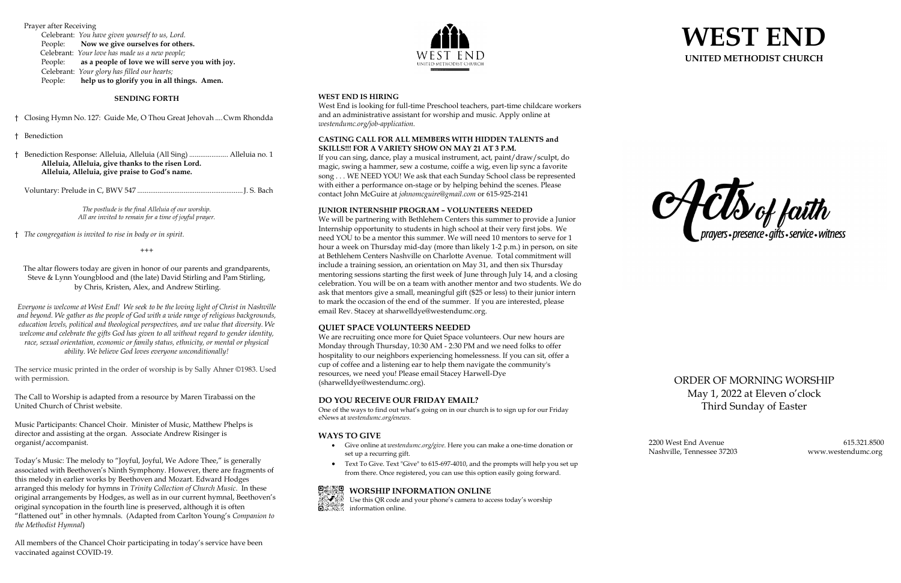Prayer after Receiving

Celebrant: *You have given yourself to us, Lord.*
People: **Now we give ourselves for others.**
Celebrant: *Your love has made us a new people;*
People: **as a people of love we will serve you with joy.**
Celebrant: *Your glory has filled our hearts;*
People: **help us to glorify you in all things. Amen.**

**SENDING FORTH**

† Closing Hymn No. 127: Guide Me, O Thou Great Jehovah .... Cwm Rhondda

† Benediction

† Benediction Response: Alleluia, Alleluia (All Sing) ..................... Alleluia no. 1
**Alleluia, Alleluia, give thanks to the risen Lord.**
**Alleluia, Alleluia, give praise to God's name.**

Voluntary: Prelude in C, BWV 547 ......................................................... J. S. Bach

*The postlude is the final Alleluia of our worship.*
*All are invited to remain for a time of joyful prayer.*

† *The congregation is invited to rise in body or in spirit.*

+++

The altar flowers today are given in honor of our parents and grandparents, Steve & Lynn Youngblood and (the late) David Stirling and Pam Stirling, by Chris, Kristen, Alex, and Andrew Stirling.

*Everyone is welcome at West End! We seek to be the loving light of Christ in Nashville and beyond. We gather as the people of God with a wide range of religious backgrounds, education levels, political and theological perspectives, and we value that diversity. We welcome and celebrate the gifts God has given to all without regard to gender identity, race, sexual orientation, economic or family status, ethnicity, or mental or physical ability. We believe God loves everyone unconditionally!*

The service music printed in the order of worship is by Sally Ahner ©1983. Used with permission.

The Call to Worship is adapted from a resource by Maren Tirabassi on the United Church of Christ website.

Music Participants: Chancel Choir. Minister of Music, Matthew Phelps is director and assisting at the organ. Associate Andrew Risinger is organist/accompanist.

Today's Music: The melody to "Joyful, Joyful, We Adore Thee," is generally associated with Beethoven's Ninth Symphony. However, there are fragments of this melody in earlier works by Beethoven and Mozart. Edward Hodges arranged this melody for hymns in *Trinity Collection of Church Music*. In these original arrangements by Hodges, as well as in our current hymnal, Beethoven's original syncopation in the fourth line is preserved, although it is often "flattened out" in other hymnals. (Adapted from Carlton Young's *Companion to the Methodist Hymnal*)

All members of the Chancel Choir participating in today's service have been vaccinated against COVID-19.

WEST END
UNITED METHODIST CHURCH

### WEST END IS HIRING

West End is looking for full-time Preschool teachers, part-time childcare workers and an administrative assistant for worship and music. Apply online at *westendumc.org/job-application*.

### CASTING CALL FOR ALL MEMBERS WITH HIDDEN TALENTS and SKILLS!!! FOR A VARIETY SHOW ON MAY 21 AT 3 P.M.

If you can sing, dance, play a musical instrument, act, paint/draw/sculpt, do magic, swing a hammer, sew a costume, coiffe a wig, even lip sync a favorite song . . . WE NEED YOU! We ask that each Sunday School class be represented with either a performance on-stage or by helping behind the scenes. Please contact John McGuire at *johnomcguire@gmail.com* or 615-925-2141

### JUNIOR INTERNSHIP PROGRAM – VOLUNTEERS NEEDED

We will be partnering with Bethlehem Centers this summer to provide a Junior Internship opportunity to students in high school at their very first jobs. We need YOU to be a mentor this summer. We will need 10 mentors to serve for 1 hour a week on Thursday mid-day (more than likely 1-2 p.m.) in person, on site at Bethlehem Centers Nashville on Charlotte Avenue. Total commitment will include a training session, an orientation on May 31, and then six Thursday mentoring sessions starting the first week of June through July 14, and a closing celebration. You will be on a team with another mentor and two students. We do ask that mentors give a small, meaningful gift ($25 or less) to their junior intern to mark the occasion of the end of the summer. If you are interested, please email Rev. Stacey at sharwelldye@westendumc.org.

### QUIET SPACE VOLUNTEERS NEEDED

We are recruiting once more for Quiet Space volunteers. Our new hours are Monday through Thursday, 10:30 AM - 2:30 PM and we need folks to offer hospitality to our neighbors experiencing homelessness. If you can sit, offer a cup of coffee and a listening ear to help them navigate the community's resources, we need you! Please email Stacey Harwell-Dye (sharwelldye@westendumc.org).

### DO YOU RECEIVE OUR FRIDAY EMAIL?

One of the ways to find out what's going on in our church is to sign up for our Friday eNews at *westendumc.org/enews*.

### WAYS TO GIVE

- Give online at *westendumc.org/give*. Here you can make a one-time donation or set up a recurring gift.
- Text To Give. Text "Give" to 615-697-4010, and the prompts will help you set up from there. Once registered, you can use this option easily going forward.

### WORSHIP INFORMATION ONLINE

Use this QR code and your phone's camera to access today's worship information online.

# WEST END
## UNITED METHODIST CHURCH

Acts of faith
prayers • presence • gifts • service • witness

ORDER OF MORNING WORSHIP
May 1, 2022 at Eleven o'clock
Third Sunday of Easter

2200 West End Avenue
Nashville, Tennessee 37203

615.321.8500
www.westendumc.org